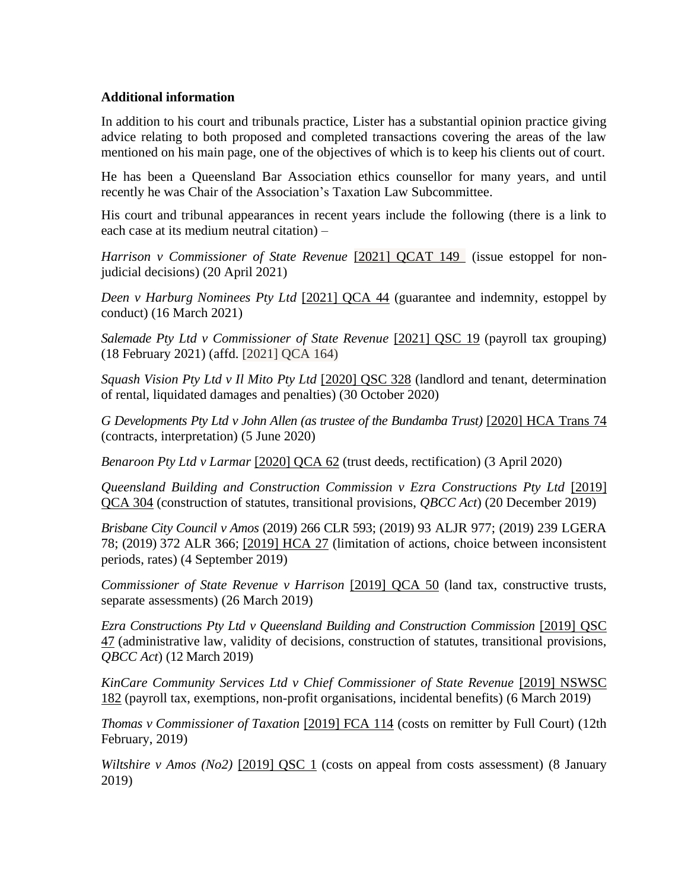**Additional information**

In addition to his court and tribunals practice, Lister has a substantial opinion practice giving advice relating to both proposed and completed transactions covering the areas of the law mentioned on his main page, one of the objectives of which is to keep his clients out of court.

He has been a Queensland Bar Association ethics counsellor for many years, and until recently he was Chair of the Association's Taxation Law Subcommittee.

His court and tribunal appearances in recent years include the following (there is a link to each case at its medium neutral citation) –

*Harrison v Commissioner of State Revenue* [2021] QCAT 149 (issue estoppel for non-judicial decisions) (20 April 2021)

*Deen v Harburg Nominees Pty Ltd* [2021] QCA 44 (guarantee and indemnity, estoppel by conduct) (16 March 2021)

*Salemade Pty Ltd v Commissioner of State Revenue* [2021] QSC 19 (payroll tax grouping) (18 February 2021) (affd. [2021] QCA 164)

*Squash Vision Pty Ltd v Il Mito Pty Ltd* [2020] QSC 328 (landlord and tenant, determination of rental, liquidated damages and penalties) (30 October 2020)

*G Developments Pty Ltd v John Allen (as trustee of the Bundamba Trust)* [2020] HCA Trans 74 (contracts, interpretation) (5 June 2020)

*Benaroon Pty Ltd v Larmar* [2020] QCA 62 (trust deeds, rectification) (3 April 2020)

*Queensland Building and Construction Commission v Ezra Constructions Pty Ltd* [2019] QCA 304 (construction of statutes, transitional provisions, *QBCC Act*) (20 December 2019)

*Brisbane City Council v Amos* (2019) 266 CLR 593; (2019) 93 ALJR 977; (2019) 239 LGERA 78; (2019) 372 ALR 366; [2019] HCA 27 (limitation of actions, choice between inconsistent periods, rates) (4 September 2019)

*Commissioner of State Revenue v Harrison* [2019] QCA 50 (land tax, constructive trusts, separate assessments) (26 March 2019)

*Ezra Constructions Pty Ltd v Queensland Building and Construction Commission* [2019] QSC 47 (administrative law, validity of decisions, construction of statutes, transitional provisions, *QBCC Act*) (12 March 2019)

*KinCare Community Services Ltd v Chief Commissioner of State Revenue* [2019] NSWSC 182 (payroll tax, exemptions, non-profit organisations, incidental benefits) (6 March 2019)

*Thomas v Commissioner of Taxation* [2019] FCA 114 (costs on remitter by Full Court) (12th February, 2019)

*Wiltshire v Amos (No2)* [2019] QSC 1 (costs on appeal from costs assessment) (8 January 2019)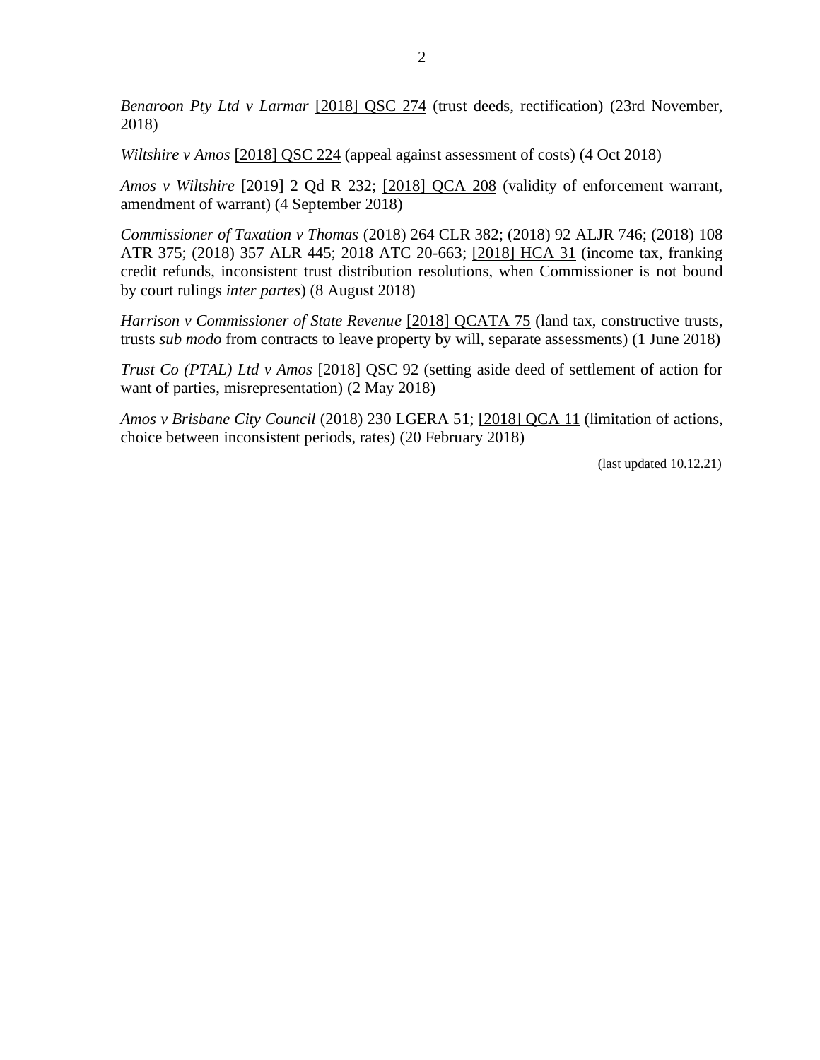*Benaroon Pty Ltd v Larmar* [2018] QSC 274 (trust deeds, rectification) (23rd November, 2018)

*Wiltshire v Amos* [2018] QSC 224 (appeal against assessment of costs) (4 Oct 2018)

*Amos v Wiltshire* [2019] 2 Qd R 232; [2018] QCA 208 (validity of enforcement warrant, amendment of warrant) (4 September 2018)

*Commissioner of Taxation v Thomas* (2018) 264 CLR 382; (2018) 92 ALJR 746; (2018) 108 ATR 375; (2018) 357 ALR 445; 2018 ATC 20-663; [2018] HCA 31 (income tax, franking credit refunds, inconsistent trust distribution resolutions, when Commissioner is not bound by court rulings *inter partes*) (8 August 2018)

*Harrison v Commissioner of State Revenue* [2018] QCATA 75 (land tax, constructive trusts, trusts *sub modo* from contracts to leave property by will, separate assessments) (1 June 2018)

*Trust Co (PTAL) Ltd v Amos* [2018] QSC 92 (setting aside deed of settlement of action for want of parties, misrepresentation) (2 May 2018)

*Amos v Brisbane City Council* (2018) 230 LGERA 51; [2018] QCA 11 (limitation of actions, choice between inconsistent periods, rates) (20 February 2018)

(last updated 10.12.21)